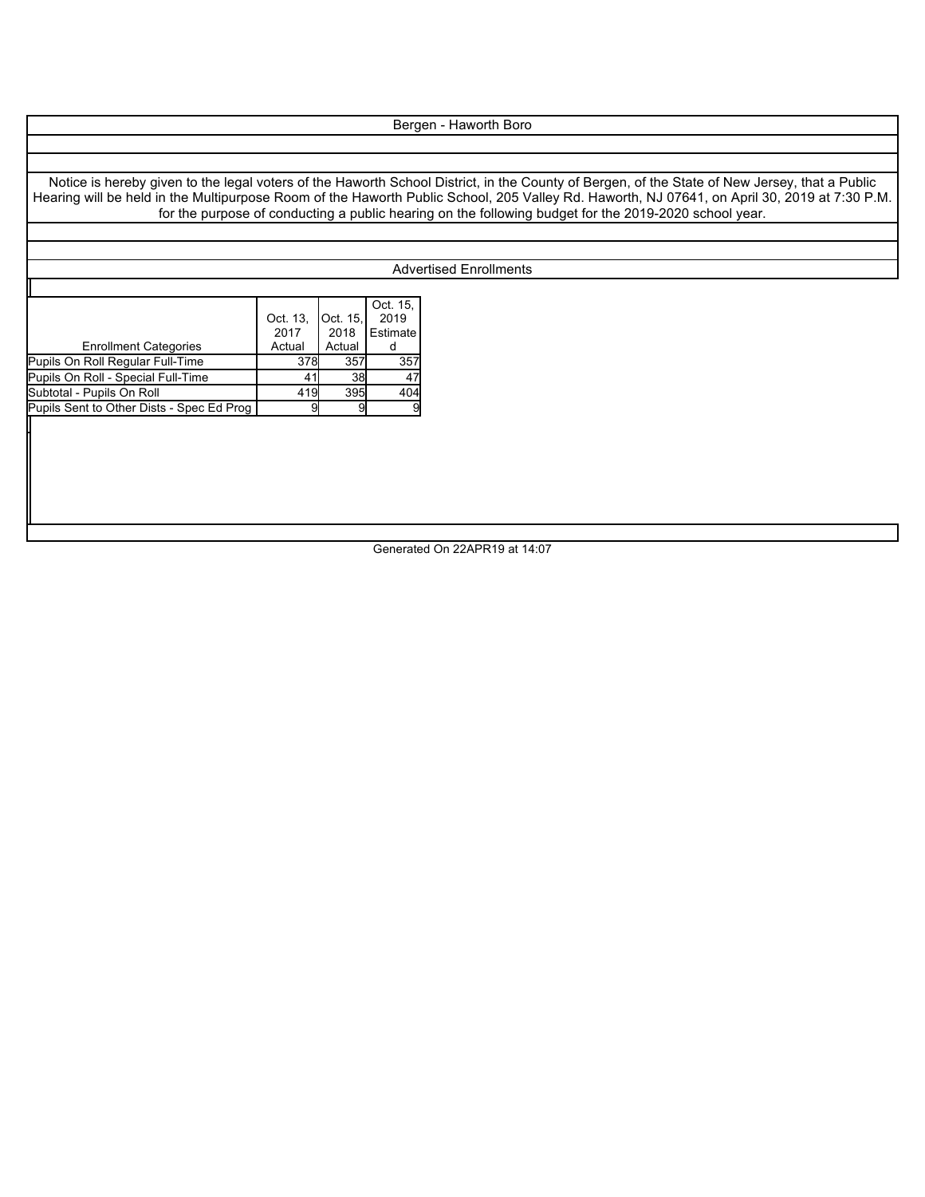Bergen - Haworth Boro

Notice is hereby given to the legal voters of the Haworth School District, in the County of Bergen, of the State of New Jersey, that a Public Hearing will be held in the Multipurpose Room of the Haworth Public School, 205 Valley Rd. Haworth, NJ 07641, on April 30, 2019 at 7:30 P.M. for the purpose of conducting a public hearing on the following budget for the 2019-2020 school year.

Advertised Enrollments

| Enrollment Categories | Oct. 13, 2017 Actual | Oct. 15, 2018 Actual | Oct. 15, 2019 Estimated |
|---|---|---|---|
| Pupils On Roll Regular Full-Time | 378 | 357 | 357 |
| Pupils On Roll - Special Full-Time | 41 | 38 | 47 |
| Subtotal - Pupils On Roll | 419 | 395 | 404 |
| Pupils Sent to Other Dists - Spec Ed Prog | 9 | 9 | 9 |

Generated On 22APR19 at 14:07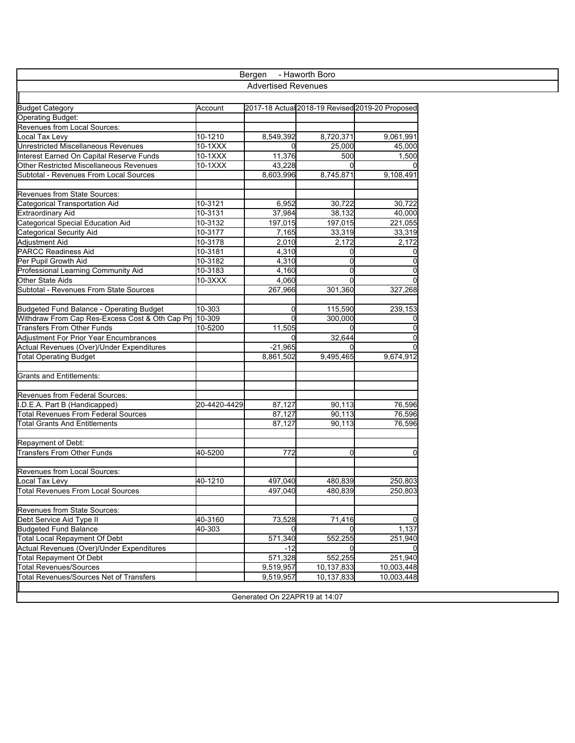# Bergen - Haworth Boro

## Advertised Revenues

| Budget Category | Account | 2017-18 Actual | 2018-19 Revised | 2019-20 Proposed |
| --- | --- | --- | --- | --- |
| Operating Budget: | | | | |
| Revenues from Local Sources: | | | | |
| Local Tax Levy | 10-1210 | 8,549,392 | 8,720,371 | 9,061,991 |
| Unrestricted Miscellaneous Revenues | 10-1XXX | 0 | 25,000 | 45,000 |
| Interest Earned On Capital Reserve Funds | 10-1XXX | 11,376 | 500 | 1,500 |
| Other Restricted Miscellaneous Revenues | 10-1XXX | 43,228 | 0 | 0 |
| Subtotal - Revenues From Local Sources | | 8,603,996 | 8,745,871 | 9,108,491 |
| | | | | |
| Revenues from State Sources: | | | | |
| Categorical Transportation Aid | 10-3121 | 6,952 | 30,722 | 30,722 |
| Extraordinary Aid | 10-3131 | 37,984 | 38,132 | 40,000 |
| Categorical Special Education Aid | 10-3132 | 197,015 | 197,015 | 221,055 |
| Categorical Security Aid | 10-3177 | 7,165 | 33,319 | 33,319 |
| Adjustment Aid | 10-3178 | 2,010 | 2,172 | 2,172 |
| PARCC Readiness Aid | 10-3181 | 4,310 | 0 | 0 |
| Per Pupil Growth Aid | 10-3182 | 4,310 | 0 | 0 |
| Professional Learning Community Aid | 10-3183 | 4,160 | 0 | 0 |
| Other State Aids | 10-3XXX | 4,060 | 0 | 0 |
| Subtotal - Revenues From State Sources | | 267,966 | 301,360 | 327,268 |
| | | | | |
| Budgeted Fund Balance - Operating Budget | 10-303 | 0 | 115,590 | 239,153 |
| Withdraw From Cap Res-Excess Cost & Oth Cap Prj | 10-309 | 0 | 300,000 | 0 |
| Transfers From Other Funds | 10-5200 | 11,505 | 0 | 0 |
| Adjustment For Prior Year Encumbrances | | 0 | 32,644 | 0 |
| Actual Revenues (Over)/Under Expenditures | | -21,965 | 0 | 0 |
| Total Operating Budget | | 8,861,502 | 9,495,465 | 9,674,912 |
| | | | | |
| Grants and Entitlements: | | | | |
| | | | | |
| Revenues from Federal Sources: | | | | |
| I.D.E.A. Part B (Handicapped) | 20-4420-4429 | 87,127 | 90,113 | 76,596 |
| Total Revenues From Federal Sources | | 87,127 | 90,113 | 76,596 |
| Total Grants And Entitlements | | 87,127 | 90,113 | 76,596 |
| | | | | |
| Repayment of Debt: | | | | |
| Transfers From Other Funds | 40-5200 | 772 | 0 | 0 |
| | | | | |
| Revenues from Local Sources: | | | | |
| Local Tax Levy | 40-1210 | 497,040 | 480,839 | 250,803 |
| Total Revenues From Local Sources | | 497,040 | 480,839 | 250,803 |
| | | | | |
| Revenues from State Sources: | | | | |
| Debt Service Aid Type II | 40-3160 | 73,528 | 71,416 | 0 |
| Budgeted Fund Balance | 40-303 | 0 | 0 | 1,137 |
| Total Local Repayment Of Debt | | 571,340 | 552,255 | 251,940 |
| Actual Revenues (Over)/Under Expenditures | | -12 | 0 | 0 |
| Total Repayment Of Debt | | 571,328 | 552,255 | 251,940 |
| Total Revenues/Sources | | 9,519,957 | 10,137,833 | 10,003,448 |
| Total Revenues/Sources Net of Transfers | | 9,519,957 | 10,137,833 | 10,003,448 |

Generated On 22APR19 at 14:07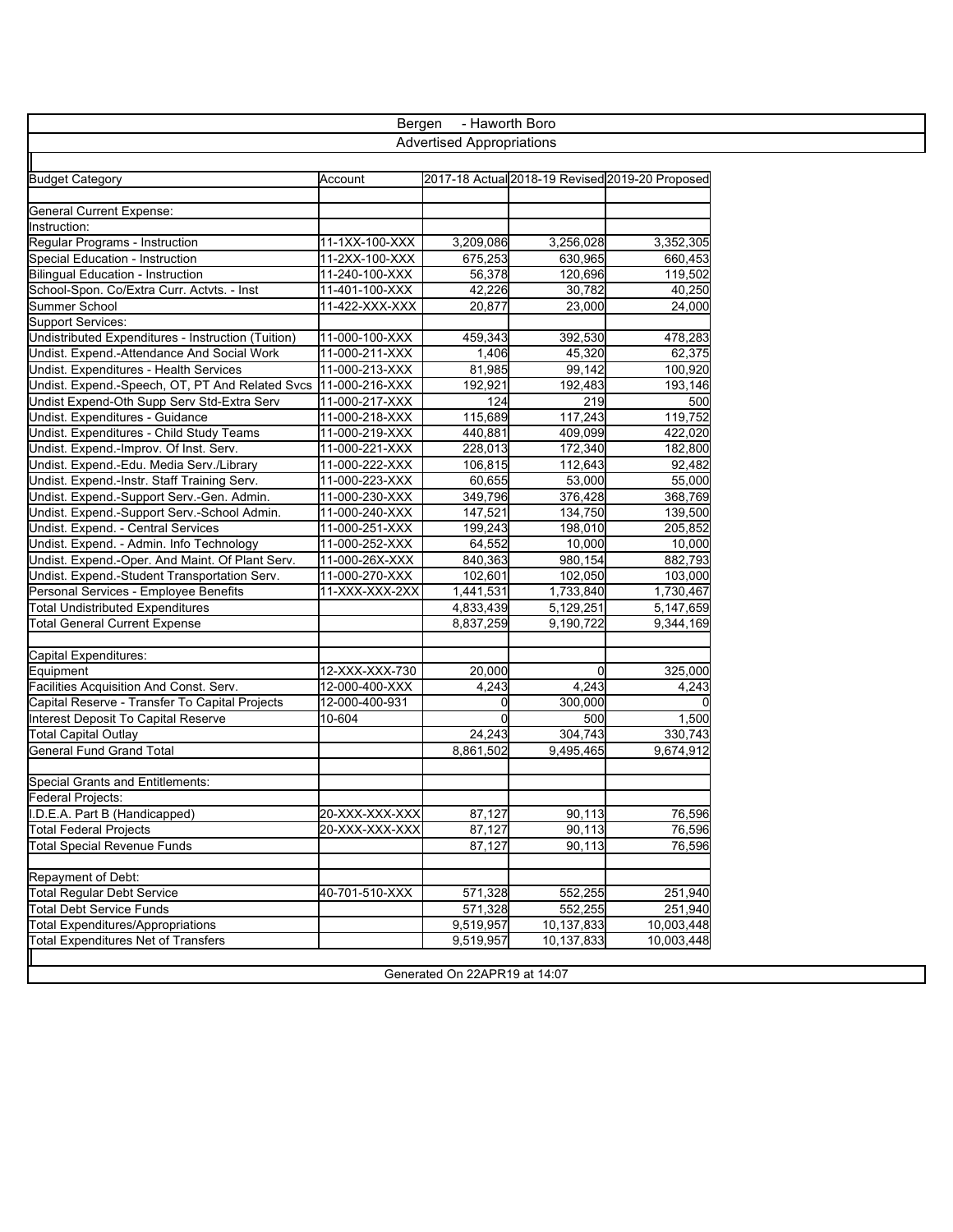## Bergen - Haworth Boro

### Advertised Appropriations

| Budget Category | Account | 2017-18 Actual | 2018-19 Revised | 2019-20 Proposed |
|---|---|---|---|---|
| General Current Expense: | | | | |
| Instruction: | | | | |
| Regular Programs - Instruction | 11-1XX-100-XXX | 3,209,086 | 3,256,028 | 3,352,305 |
| Special Education - Instruction | 11-2XX-100-XXX | 675,253 | 630,965 | 660,453 |
| Bilingual Education - Instruction | 11-240-100-XXX | 56,378 | 120,696 | 119,502 |
| School-Spon. Co/Extra Curr. Actvts. - Inst | 11-401-100-XXX | 42,226 | 30,782 | 40,250 |
| Summer School | 11-422-XXX-XXX | 20,877 | 23,000 | 24,000 |
| Support Services: | | | | |
| Undistributed Expenditures - Instruction (Tuition) | 11-000-100-XXX | 459,343 | 392,530 | 478,283 |
| Undist. Expend.-Attendance And Social Work | 11-000-211-XXX | 1,406 | 45,320 | 62,375 |
| Undist. Expenditures - Health Services | 11-000-213-XXX | 81,985 | 99,142 | 100,920 |
| Undist. Expend.-Speech, OT, PT And Related Svcs | 11-000-216-XXX | 192,921 | 192,483 | 193,146 |
| Undist Expend-Oth Supp Serv Std-Extra Serv | 11-000-217-XXX | 124 | 219 | 500 |
| Undist. Expenditures - Guidance | 11-000-218-XXX | 115,689 | 117,243 | 119,752 |
| Undist. Expenditures - Child Study Teams | 11-000-219-XXX | 440,881 | 409,099 | 422,020 |
| Undist. Expend.-Improv. Of Inst. Serv. | 11-000-221-XXX | 228,013 | 172,340 | 182,800 |
| Undist. Expend.-Edu. Media Serv./Library | 11-000-222-XXX | 106,815 | 112,643 | 92,482 |
| Undist. Expend.-Instr. Staff Training Serv. | 11-000-223-XXX | 60,655 | 53,000 | 55,000 |
| Undist. Expend.-Support Serv.-Gen. Admin. | 11-000-230-XXX | 349,796 | 376,428 | 368,769 |
| Undist. Expend.-Support Serv.-School Admin. | 11-000-240-XXX | 147,521 | 134,750 | 139,500 |
| Undist. Expend. - Central Services | 11-000-251-XXX | 199,243 | 198,010 | 205,852 |
| Undist. Expend. - Admin. Info Technology | 11-000-252-XXX | 64,552 | 10,000 | 10,000 |
| Undist. Expend.-Oper. And Maint. Of Plant Serv. | 11-000-26X-XXX | 840,363 | 980,154 | 882,793 |
| Undist. Expend.-Student Transportation Serv. | 11-000-270-XXX | 102,601 | 102,050 | 103,000 |
| Personal Services - Employee Benefits | 11-XXX-XXX-2XX | 1,441,531 | 1,733,840 | 1,730,467 |
| Total Undistributed Expenditures | | 4,833,439 | 5,129,251 | 5,147,659 |
| Total General Current Expense | | 8,837,259 | 9,190,722 | 9,344,169 |
| Capital Expenditures: | | | | |
| Equipment | 12-XXX-XXX-730 | 20,000 | 0 | 325,000 |
| Facilities Acquisition And Const. Serv. | 12-000-400-XXX | 4,243 | 4,243 | 4,243 |
| Capital Reserve - Transfer To Capital Projects | 12-000-400-931 | 0 | 300,000 | 0 |
| Interest Deposit To Capital Reserve | 10-604 | 0 | 500 | 1,500 |
| Total Capital Outlay | | 24,243 | 304,743 | 330,743 |
| General Fund Grand Total | | 8,861,502 | 9,495,465 | 9,674,912 |
| Special Grants and Entitlements: | | | | |
| Federal Projects: | | | | |
| I.D.E.A. Part B (Handicapped) | 20-XXX-XXX-XXX | 87,127 | 90,113 | 76,596 |
| Total Federal Projects | 20-XXX-XXX-XXX | 87,127 | 90,113 | 76,596 |
| Total Special Revenue Funds | | 87,127 | 90,113 | 76,596 |
| Repayment of Debt: | | | | |
| Total Regular Debt Service | 40-701-510-XXX | 571,328 | 552,255 | 251,940 |
| Total Debt Service Funds | | 571,328 | 552,255 | 251,940 |
| Total Expenditures/Appropriations | | 9,519,957 | 10,137,833 | 10,003,448 |
| Total Expenditures Net of Transfers | | 9,519,957 | 10,137,833 | 10,003,448 |

Generated On 22APR19 at 14:07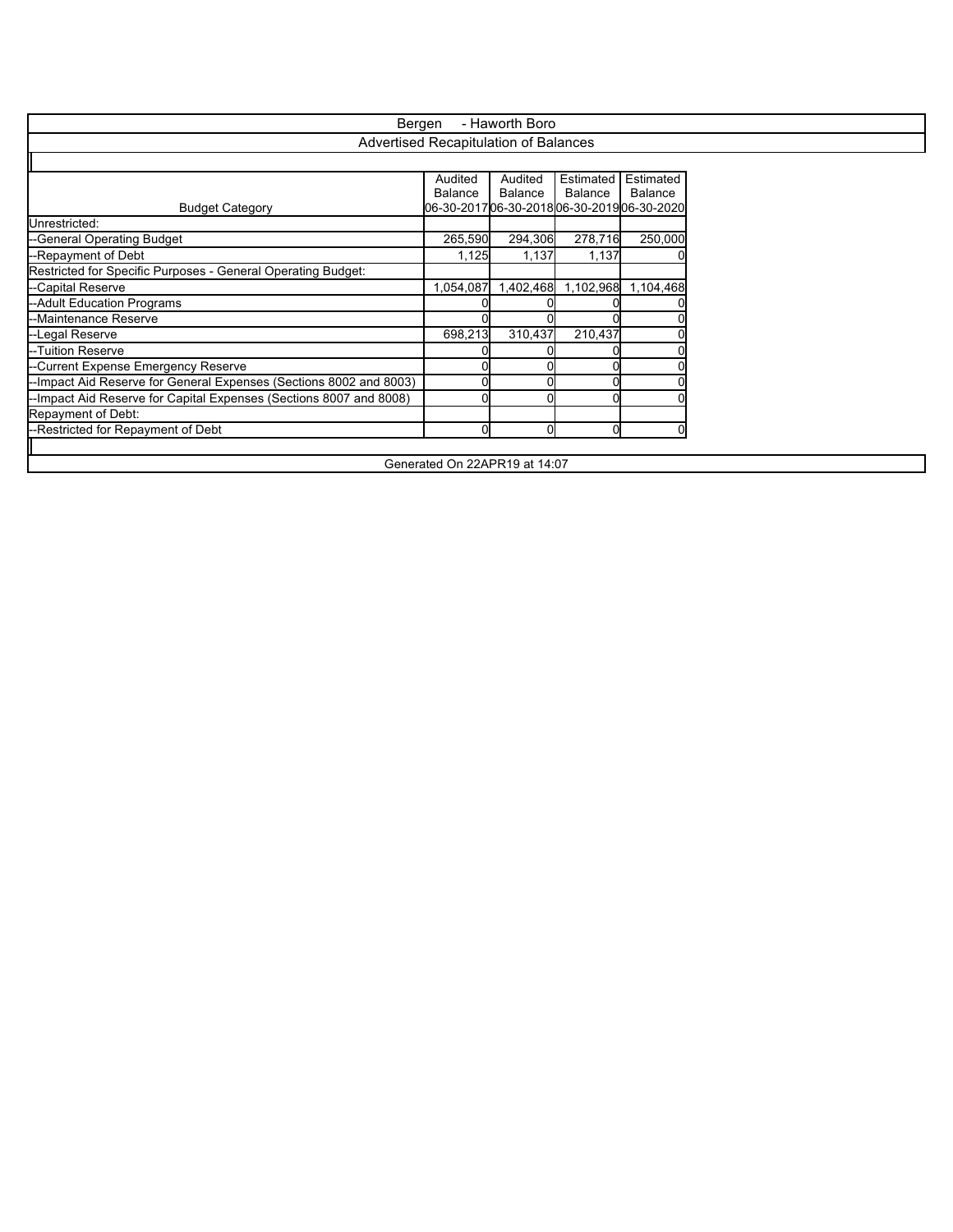# Bergen - Haworth Boro

## Advertised Recapitulation of Balances

| Budget Category | Audited Balance 06-30-2017 | Audited Balance 06-30-2018 | Estimated Balance 06-30-2019 | Estimated Balance 06-30-2020 |
|---|---|---|---|---|
| Unrestricted: | | | | |
| --General Operating Budget | 265,590 | 294,306 | 278,716 | 250,000 |
| --Repayment of Debt | 1,125 | 1,137 | 1,137 | 0 |
| Restricted for Specific Purposes - General Operating Budget: | | | | |
| --Capital Reserve | 1,054,087 | 1,402,468 | 1,102,968 | 1,104,468 |
| --Adult Education Programs | 0 | 0 | 0 | 0 |
| --Maintenance Reserve | 0 | 0 | 0 | 0 |
| --Legal Reserve | 698,213 | 310,437 | 210,437 | 0 |
| --Tuition Reserve | 0 | 0 | 0 | 0 |
| --Current Expense Emergency Reserve | 0 | 0 | 0 | 0 |
| --Impact Aid Reserve for General Expenses (Sections 8002 and 8003) | 0 | 0 | 0 | 0 |
| --Impact Aid Reserve for Capital Expenses (Sections 8007 and 8008) | 0 | 0 | 0 | 0 |
| Repayment of Debt: | | | | |
| --Restricted for Repayment of Debt | 0 | 0 | 0 | 0 |

Generated On 22APR19 at 14:07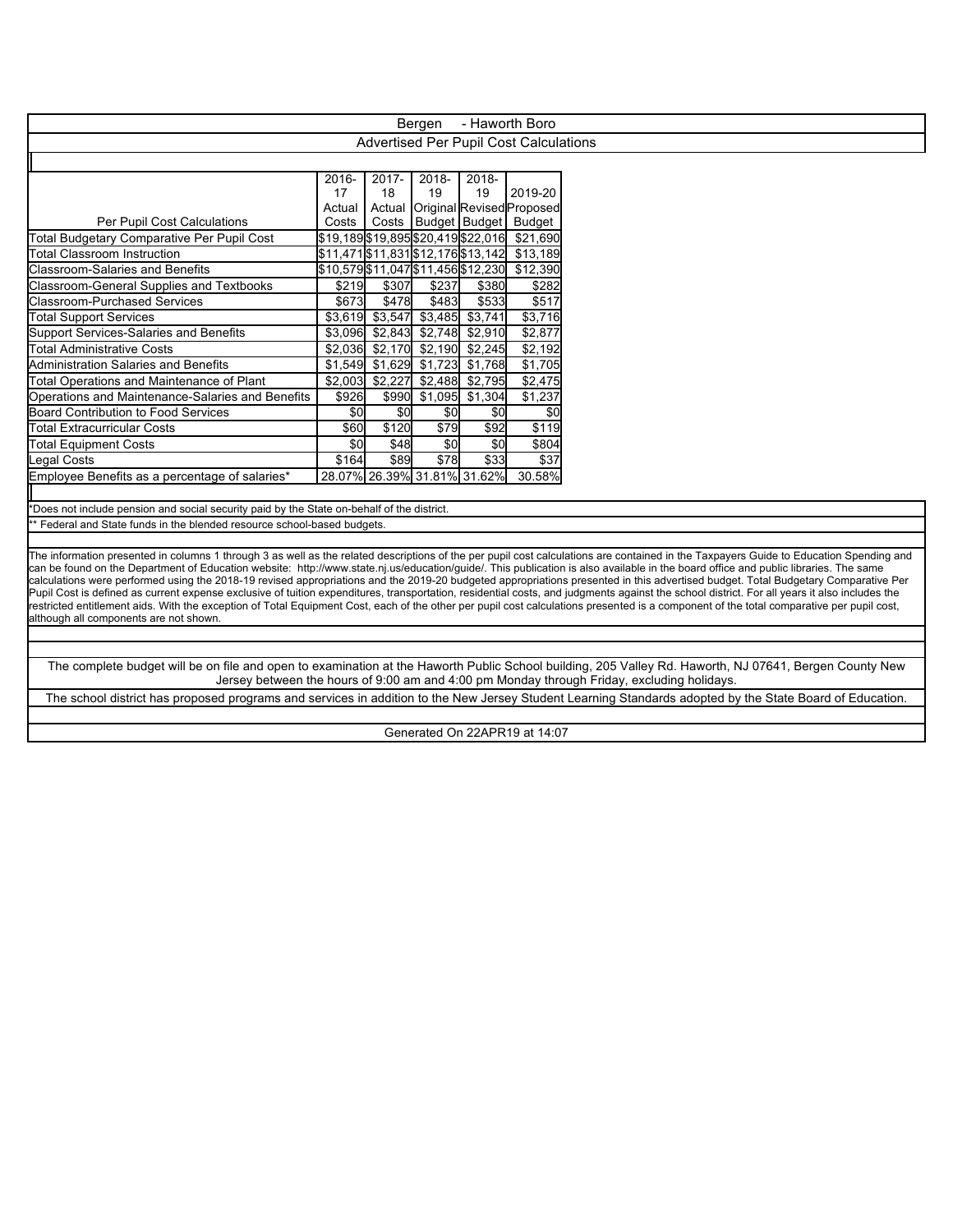Bergen - Haworth Boro

Advertised Per Pupil Cost Calculations

| Per Pupil Cost Calculations | 2016-17 Actual Costs | 2017-18 Actual Costs | 2018-19 Original Budget | 2018-19 Revised Budget | 2019-20 Proposed Budget |
|---|---|---|---|---|---|
| Total Budgetary Comparative Per Pupil Cost | $19,189 | $19,895 | $20,419 | $22,016 | $21,690 |
| Total Classroom Instruction | $11,471 | $11,831 | $12,176 | $13,142 | $13,189 |
| Classroom-Salaries and Benefits | $10,579 | $11,047 | $11,456 | $12,230 | $12,390 |
| Classroom-General Supplies and Textbooks | $219 | $307 | $237 | $380 | $282 |
| Classroom-Purchased Services | $673 | $478 | $483 | $533 | $517 |
| Total Support Services | $3,619 | $3,547 | $3,485 | $3,741 | $3,716 |
| Support Services-Salaries and Benefits | $3,096 | $2,843 | $2,748 | $2,910 | $2,877 |
| Total Administrative Costs | $2,036 | $2,170 | $2,190 | $2,245 | $2,192 |
| Administration Salaries and Benefits | $1,549 | $1,629 | $1,723 | $1,768 | $1,705 |
| Total Operations and Maintenance of Plant | $2,003 | $2,227 | $2,488 | $2,795 | $2,475 |
| Operations and Maintenance-Salaries and Benefits | $926 | $990 | $1,095 | $1,304 | $1,237 |
| Board Contribution to Food Services | $0 | $0 | $0 | $0 | $0 |
| Total Extracurricular Costs | $60 | $120 | $79 | $92 | $119 |
| Total Equipment Costs | $0 | $48 | $0 | $0 | $804 |
| Legal Costs | $164 | $89 | $78 | $33 | $37 |
| Employee Benefits as a percentage of salaries* | 28.07% | 26.39% | 31.81% | 31.62% | 30.58% |

*Does not include pension and social security paid by the State on-behalf of the district.

** Federal and State funds in the blended resource school-based budgets.

The information presented in columns 1 through 3 as well as the related descriptions of the per pupil cost calculations are contained in the Taxpayers Guide to Education Spending and can be found on the Department of Education website: http://www.state.nj.us/education/guide/. This publication is also available in the board office and public libraries. The same calculations were performed using the 2018-19 revised appropriations and the 2019-20 budgeted appropriations presented in this advertised budget. Total Budgetary Comparative Per Pupil Cost is defined as current expense exclusive of tuition expenditures, transportation, residential costs, and judgments against the school district. For all years it also includes the restricted entitlement aids. With the exception of Total Equipment Cost, each of the other per pupil cost calculations presented is a component of the total comparative per pupil cost, although all components are not shown.

The complete budget will be on file and open to examination at the Haworth Public School building, 205 Valley Rd. Haworth, NJ 07641, Bergen County New Jersey between the hours of 9:00 am and 4:00 pm Monday through Friday, excluding holidays.

The school district has proposed programs and services in addition to the New Jersey Student Learning Standards adopted by the State Board of Education.

Generated On 22APR19 at 14:07